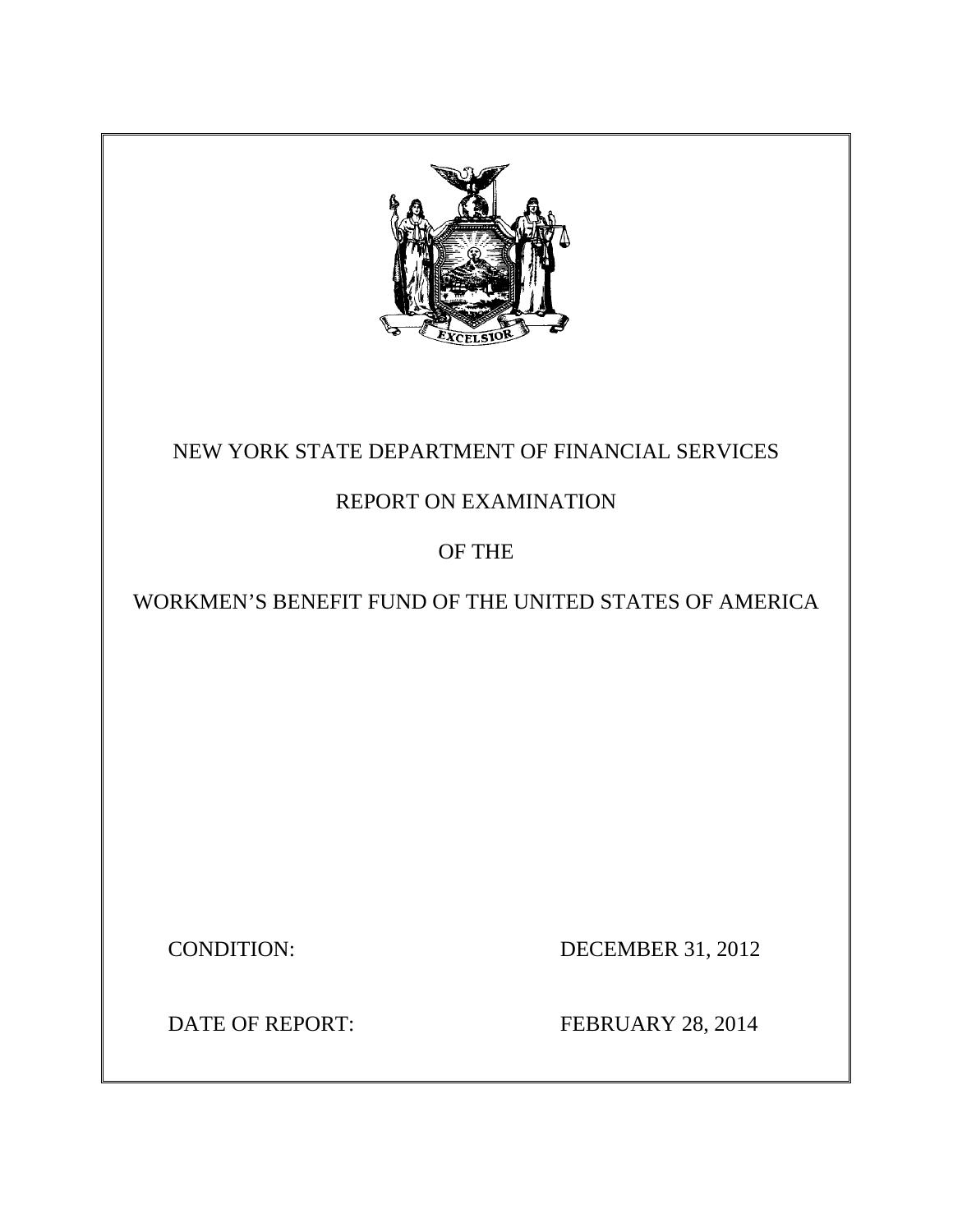NEW YORK STATE DEPARTMENT OF FINANCIAL SERVICES

REPORT ON EXAMINATION

OF THE

WORKMEN'S BENEFIT FUND OF THE UNITED STATES OF AMERICA

CONDITION: DECEMBER 31, 2012

DATE OF REPORT: FEBRUARY 28, 2014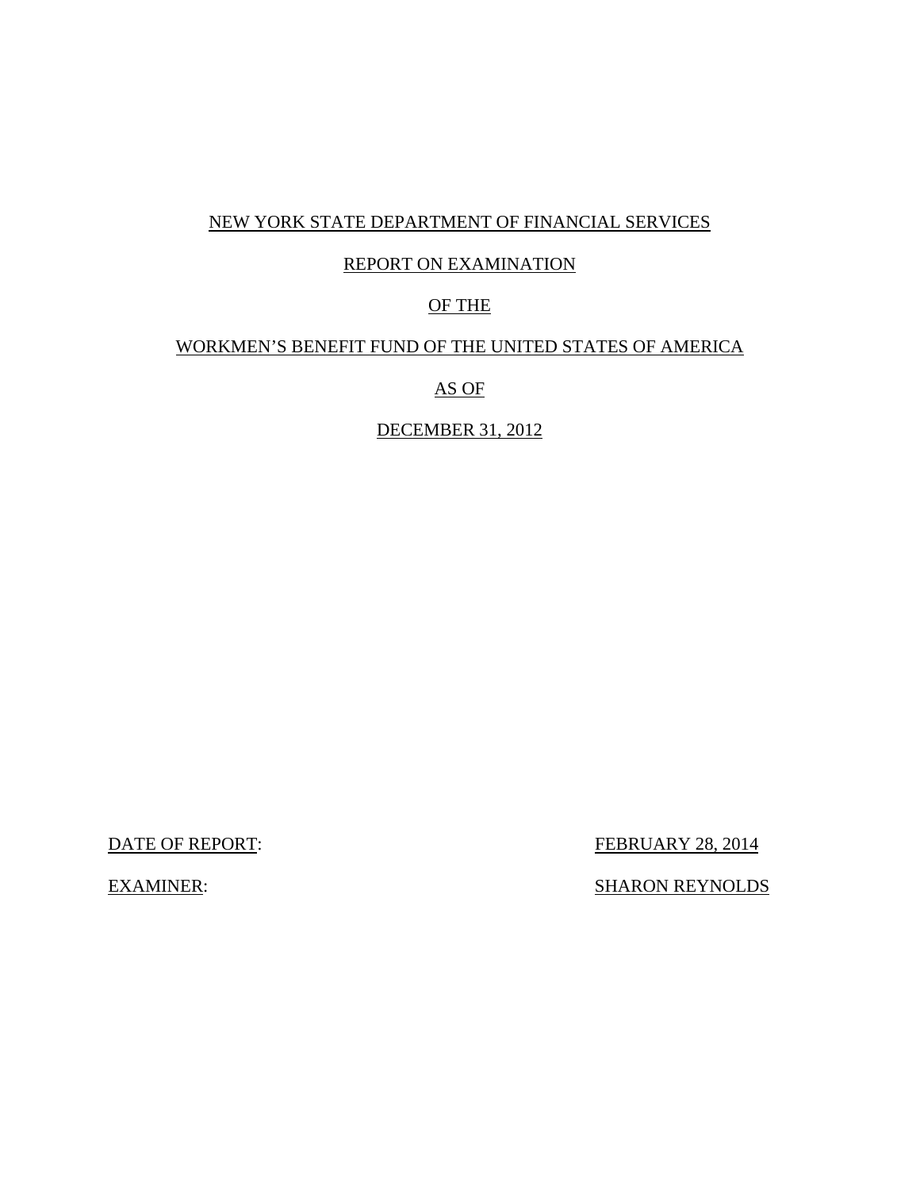NEW YORK STATE DEPARTMENT OF FINANCIAL SERVICES

REPORT ON EXAMINATION

OF THE

WORKMEN'S BENEFIT FUND OF THE UNITED STATES OF AMERICA

AS OF

DECEMBER 31, 2012

DATE OF REPORT: FEBRUARY 28, 2014

EXAMINER: SHARON REYNOLDS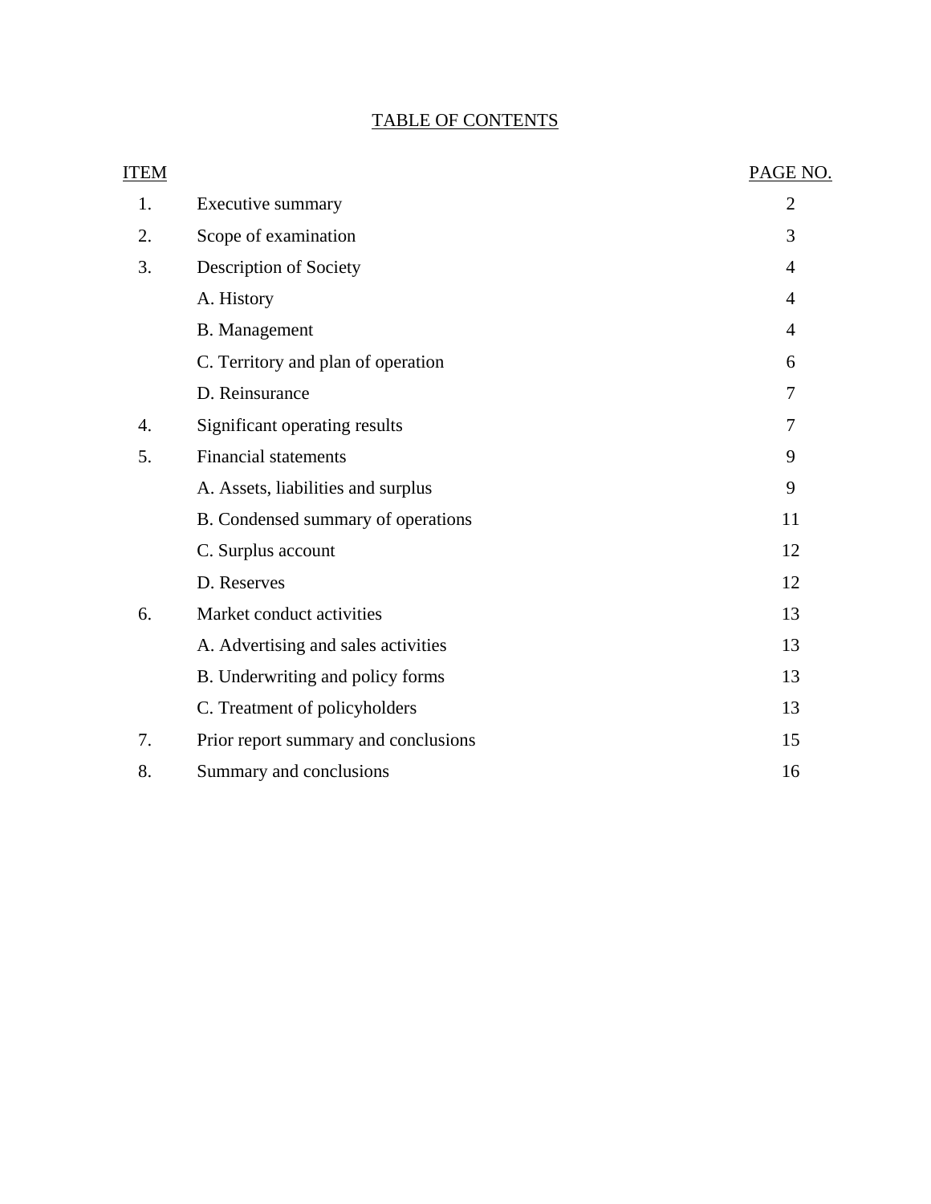# TABLE OF CONTENTS

| ITEM | | PAGE NO. |
|---|---|---|
| 1. | Executive summary | 2 |
| 2. | Scope of examination | 3 |
| 3. | Description of Society | 4 |
| | A. History | 4 |
| | B. Management | 4 |
| | C. Territory and plan of operation | 6 |
| | D. Reinsurance | 7 |
| 4. | Significant operating results | 7 |
| 5. | Financial statements | 9 |
| | A. Assets, liabilities and surplus | 9 |
| | B. Condensed summary of operations | 11 |
| | C. Surplus account | 12 |
| | D. Reserves | 12 |
| 6. | Market conduct activities | 13 |
| | A. Advertising and sales activities | 13 |
| | B. Underwriting and policy forms | 13 |
| | C. Treatment of policyholders | 13 |
| 7. | Prior report summary and conclusions | 15 |
| 8. | Summary and conclusions | 16 |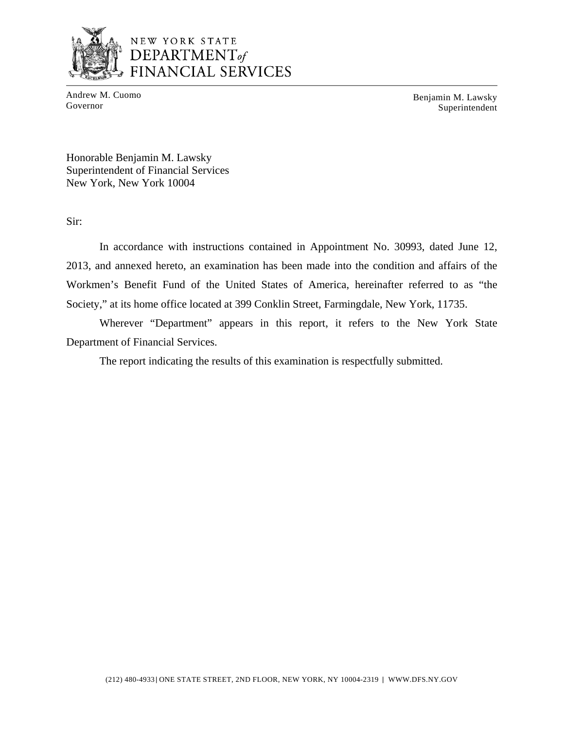NEW YORK STATE
DEPARTMENT *of*
FINANCIAL SERVICES

Andrew M. Cuomo
Governor

Benjamin M. Lawsky
Superintendent

Honorable Benjamin M. Lawsky
Superintendent of Financial Services
New York, New York 10004

Sir:

In accordance with instructions contained in Appointment No. 30993, dated June 12, 2013, and annexed hereto, an examination has been made into the condition and affairs of the Workmen's Benefit Fund of the United States of America, hereinafter referred to as "the Society," at its home office located at 399 Conklin Street, Farmingdale, New York, 11735.

Wherever "Department" appears in this report, it refers to the New York State Department of Financial Services.

The report indicating the results of this examination is respectfully submitted.

(212) 480-4933 | ONE STATE STREET, 2ND FLOOR, NEW YORK, NY 10004-2319 | WWW.DFS.NY.GOV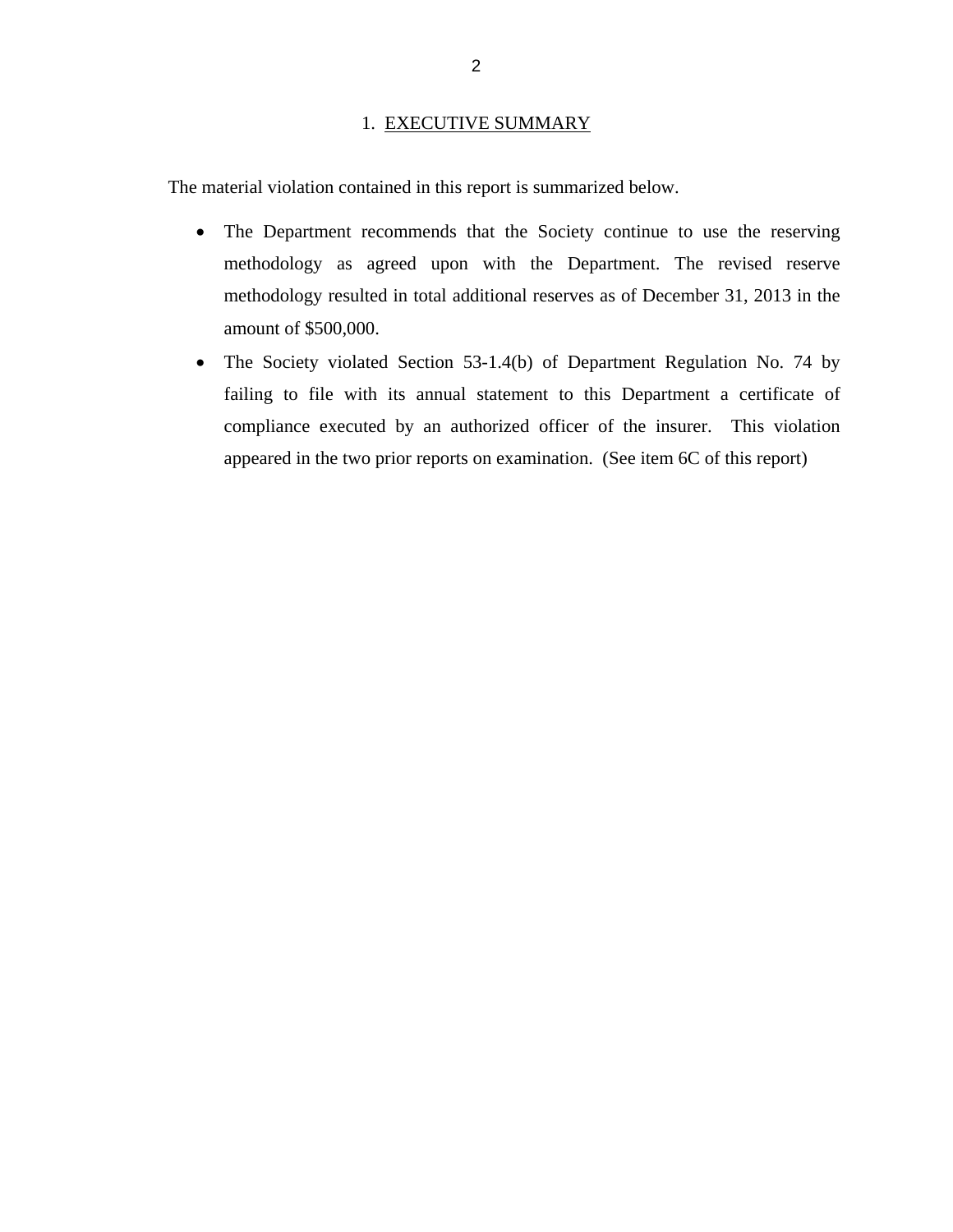## 1. EXECUTIVE SUMMARY

The material violation contained in this report is summarized below.

- The Department recommends that the Society continue to use the reserving methodology as agreed upon with the Department. The revised reserve methodology resulted in total additional reserves as of December 31, 2013 in the amount of $500,000.
- The Society violated Section 53-1.4(b) of Department Regulation No. 74 by failing to file with its annual statement to this Department a certificate of compliance executed by an authorized officer of the insurer. This violation appeared in the two prior reports on examination. (See item 6C of this report)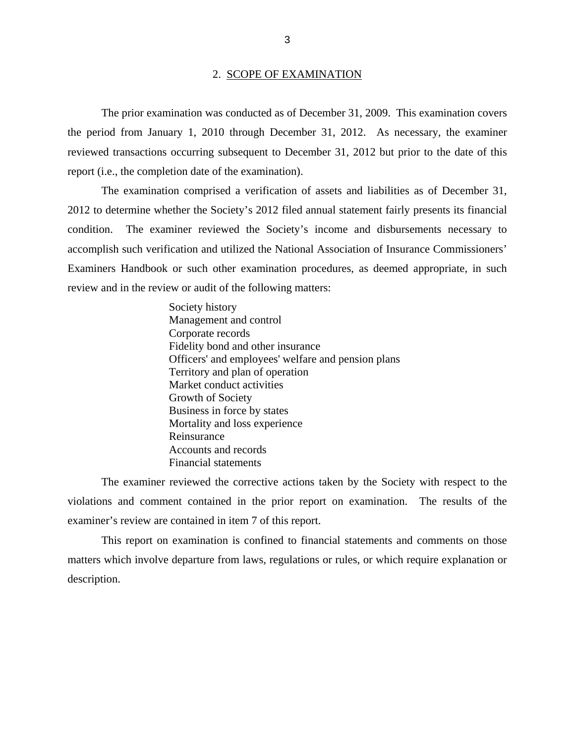## 2. SCOPE OF EXAMINATION

The prior examination was conducted as of December 31, 2009. This examination covers the period from January 1, 2010 through December 31, 2012. As necessary, the examiner reviewed transactions occurring subsequent to December 31, 2012 but prior to the date of this report (i.e., the completion date of the examination).

The examination comprised a verification of assets and liabilities as of December 31, 2012 to determine whether the Society's 2012 filed annual statement fairly presents its financial condition. The examiner reviewed the Society's income and disbursements necessary to accomplish such verification and utilized the National Association of Insurance Commissioners' Examiners Handbook or such other examination procedures, as deemed appropriate, in such review and in the review or audit of the following matters:

- Society history
- Management and control
- Corporate records
- Fidelity bond and other insurance
- Officers' and employees' welfare and pension plans
- Territory and plan of operation
- Market conduct activities
- Growth of Society
- Business in force by states
- Mortality and loss experience
- Reinsurance
- Accounts and records
- Financial statements

The examiner reviewed the corrective actions taken by the Society with respect to the violations and comment contained in the prior report on examination. The results of the examiner's review are contained in item 7 of this report.

This report on examination is confined to financial statements and comments on those matters which involve departure from laws, regulations or rules, or which require explanation or description.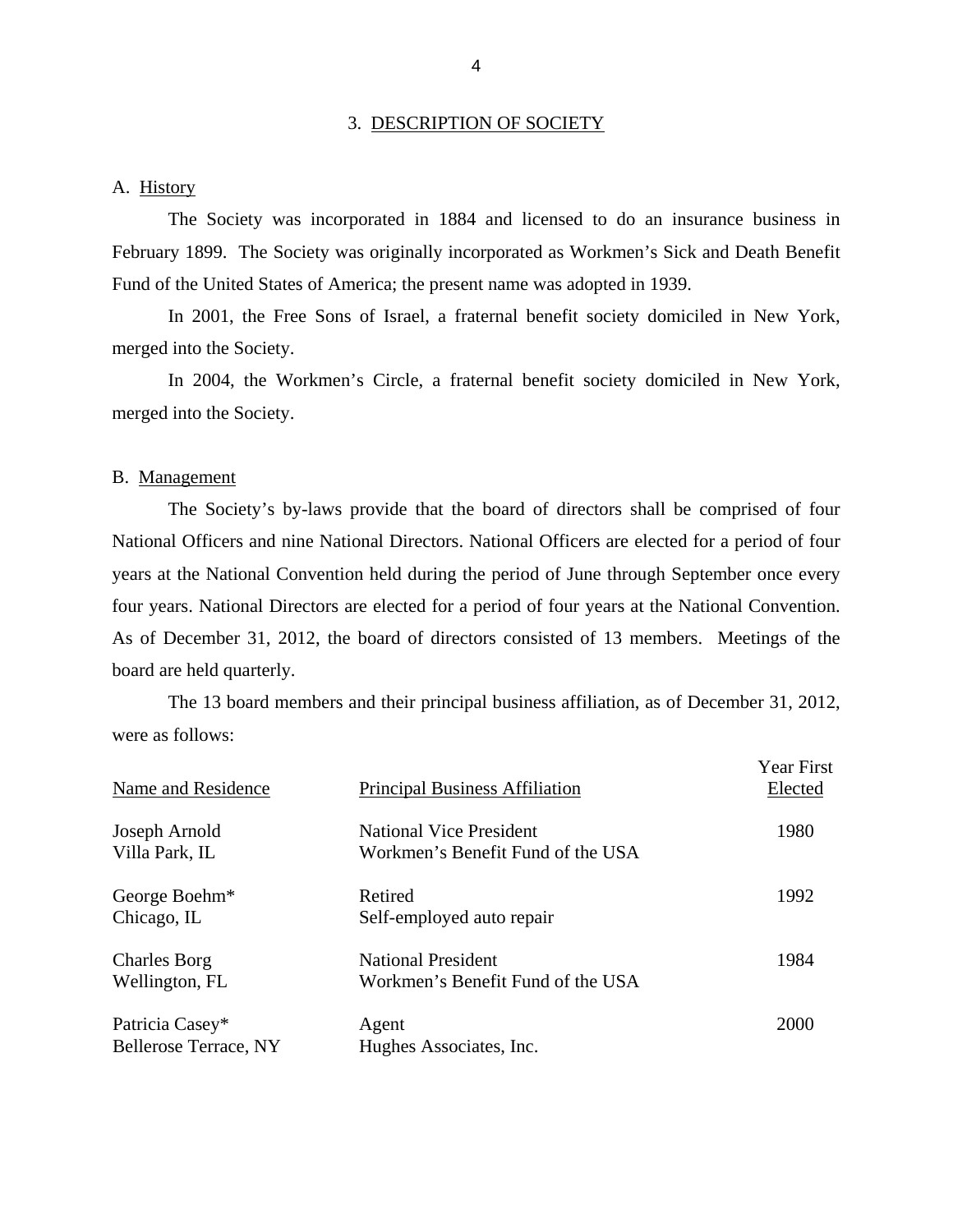## 3. DESCRIPTION OF SOCIETY

### A. History

The Society was incorporated in 1884 and licensed to do an insurance business in February 1899. The Society was originally incorporated as Workmen's Sick and Death Benefit Fund of the United States of America; the present name was adopted in 1939.

In 2001, the Free Sons of Israel, a fraternal benefit society domiciled in New York, merged into the Society.

In 2004, the Workmen's Circle, a fraternal benefit society domiciled in New York, merged into the Society.

### B. Management

The Society's by-laws provide that the board of directors shall be comprised of four National Officers and nine National Directors. National Officers are elected for a period of four years at the National Convention held during the period of June through September once every four years. National Directors are elected for a period of four years at the National Convention. As of December 31, 2012, the board of directors consisted of 13 members. Meetings of the board are held quarterly.

The 13 board members and their principal business affiliation, as of December 31, 2012, were as follows:

| Name and Residence | Principal Business Affiliation | Year First Elected |
|---|---|---|
| Joseph Arnold<br>Villa Park, IL | National Vice President<br>Workmen's Benefit Fund of the USA | 1980 |
| George Boehm*<br>Chicago, IL | Retired<br>Self-employed auto repair | 1992 |
| Charles Borg<br>Wellington, FL | National President<br>Workmen's Benefit Fund of the USA | 1984 |
| Patricia Casey*<br>Bellerose Terrace, NY | Agent<br>Hughes Associates, Inc. | 2000 |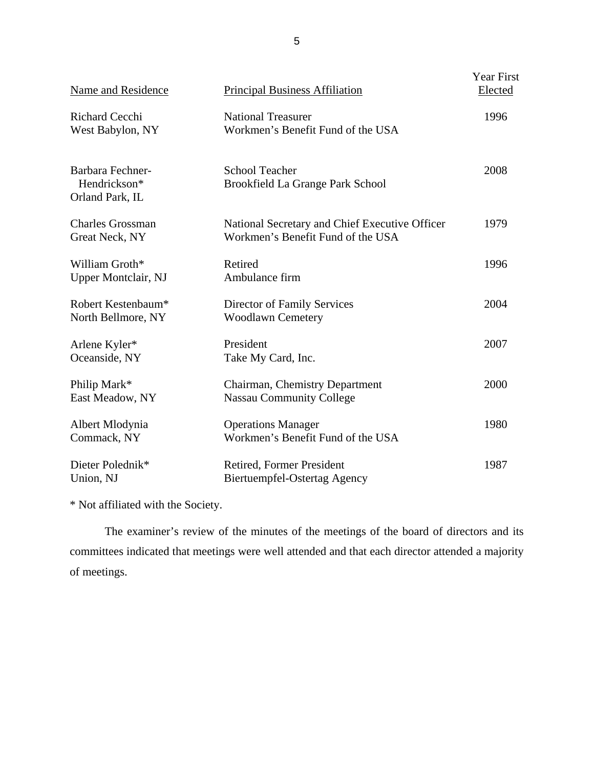| Name and Residence | Principal Business Affiliation | Year First Elected |
|---|---|---|
| Richard Cecchi<br>West Babylon, NY | National Treasurer<br>Workmen’s Benefit Fund of the USA | 1996 |
| Barbara Fechner-Hendrickson*<br>Orland Park, IL | School Teacher<br>Brookfield La Grange Park School | 2008 |
| Charles Grossman<br>Great Neck, NY | National Secretary and Chief Executive Officer<br>Workmen’s Benefit Fund of the USA | 1979 |
| William Groth*<br>Upper Montclair, NJ | Retired<br>Ambulance firm | 1996 |
| Robert Kestenbaum*<br>North Bellmore, NY | Director of Family Services<br>Woodlawn Cemetery | 2004 |
| Arlene Kyler*<br>Oceanside, NY | President<br>Take My Card, Inc. | 2007 |
| Philip Mark*<br>East Meadow, NY | Chairman, Chemistry Department<br>Nassau Community College | 2000 |
| Albert Mlodynia<br>Commack, NY | Operations Manager<br>Workmen’s Benefit Fund of the USA | 1980 |
| Dieter Polednik*<br>Union, NJ | Retired, Former President<br>Biertuempfel-Ostertag Agency | 1987 |

* Not affiliated with the Society.

The examiner’s review of the minutes of the meetings of the board of directors and its committees indicated that meetings were well attended and that each director attended a majority of meetings.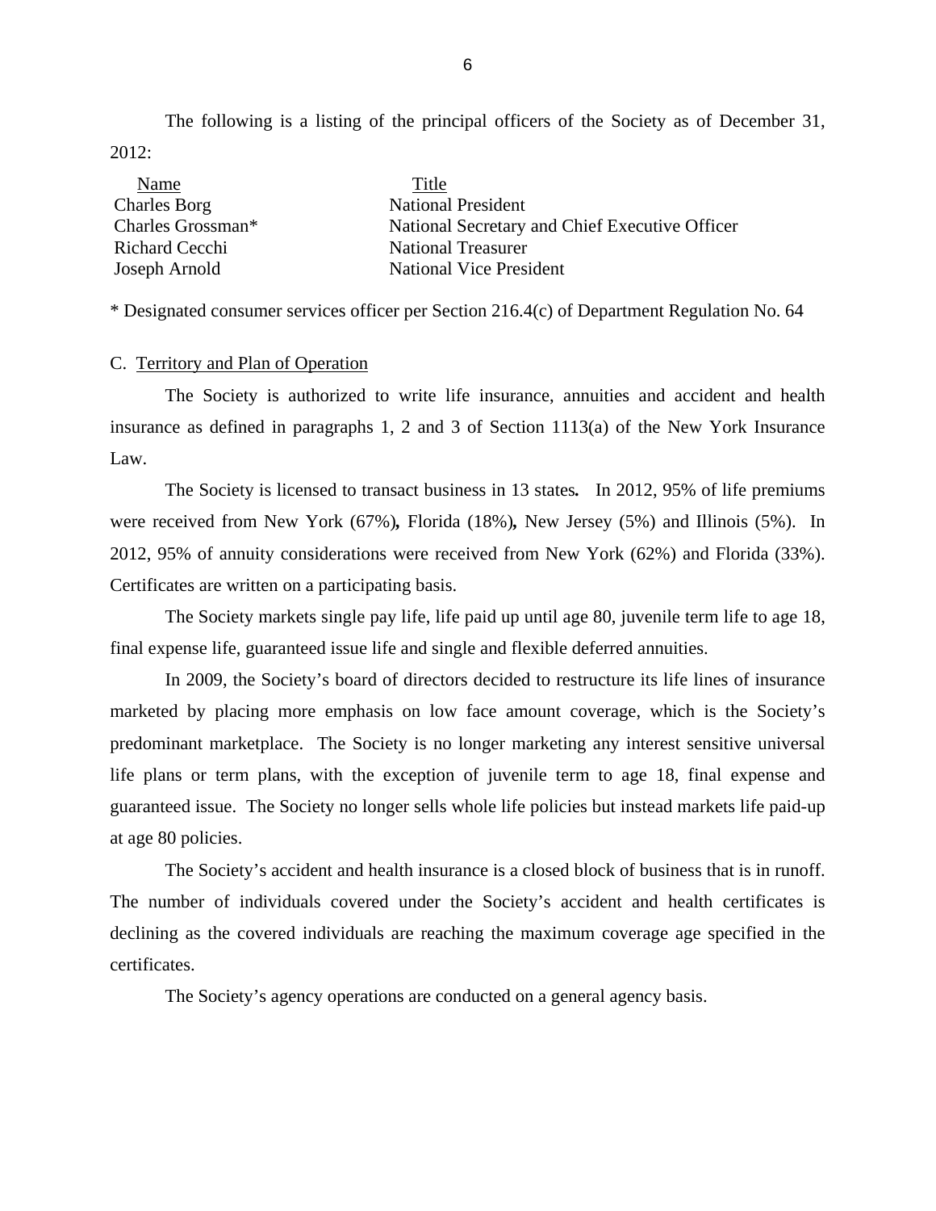The following is a listing of the principal officers of the Society as of December 31, 2012:

| Name | Title |
|---|---|
| Charles Borg | National President |
| Charles Grossman* | National Secretary and Chief Executive Officer |
| Richard Cecchi | National Treasurer |
| Joseph Arnold | National Vice President |

* Designated consumer services officer per Section 216.4(c) of Department Regulation No. 64

C. Territory and Plan of Operation

The Society is authorized to write life insurance, annuities and accident and health insurance as defined in paragraphs 1, 2 and 3 of Section 1113(a) of the New York Insurance Law.

The Society is licensed to transact business in 13 states**.** In 2012, 95% of life premiums were received from New York (67%)**,** Florida (18%)**,** New Jersey (5%) and Illinois (5%). In 2012, 95% of annuity considerations were received from New York (62%) and Florida (33%). Certificates are written on a participating basis.

The Society markets single pay life, life paid up until age 80, juvenile term life to age 18, final expense life, guaranteed issue life and single and flexible deferred annuities.

In 2009, the Society's board of directors decided to restructure its life lines of insurance marketed by placing more emphasis on low face amount coverage, which is the Society's predominant marketplace. The Society is no longer marketing any interest sensitive universal life plans or term plans, with the exception of juvenile term to age 18, final expense and guaranteed issue. The Society no longer sells whole life policies but instead markets life paid-up at age 80 policies.

The Society's accident and health insurance is a closed block of business that is in runoff. The number of individuals covered under the Society's accident and health certificates is declining as the covered individuals are reaching the maximum coverage age specified in the certificates.

The Society's agency operations are conducted on a general agency basis.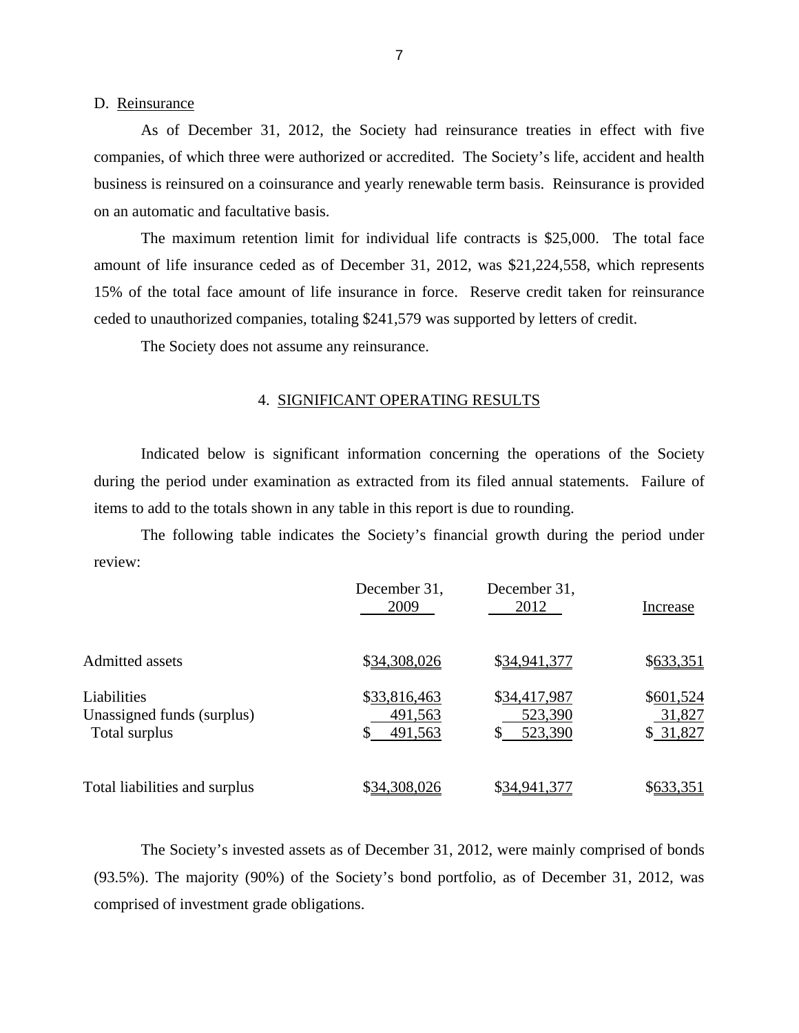D. Reinsurance

As of December 31, 2012, the Society had reinsurance treaties in effect with five companies, of which three were authorized or accredited. The Society's life, accident and health business is reinsured on a coinsurance and yearly renewable term basis. Reinsurance is provided on an automatic and facultative basis.

The maximum retention limit for individual life contracts is $25,000. The total face amount of life insurance ceded as of December 31, 2012, was $21,224,558, which represents 15% of the total face amount of life insurance in force. Reserve credit taken for reinsurance ceded to unauthorized companies, totaling $241,579 was supported by letters of credit.

The Society does not assume any reinsurance.

## 4. SIGNIFICANT OPERATING RESULTS

Indicated below is significant information concerning the operations of the Society during the period under examination as extracted from its filed annual statements. Failure of items to add to the totals shown in any table in this report is due to rounding.

The following table indicates the Society's financial growth during the period under review:

| | December 31, 2009 | December 31, 2012 | Increase |
|---|---|---|---|
| Admitted assets | $34,308,026 | $34,941,377 | $633,351 |
| Liabilities | $33,816,463 | $34,417,987 | $601,524 |
| Unassigned funds (surplus) | 491,563 | 523,390 | 31,827 |
| Total surplus | $ 491,563 | $ 523,390 | $ 31,827 |
| Total liabilities and surplus | $34,308,026 | $34,941,377 | $633,351 |

The Society's invested assets as of December 31, 2012, were mainly comprised of bonds (93.5%). The majority (90%) of the Society's bond portfolio, as of December 31, 2012, was comprised of investment grade obligations.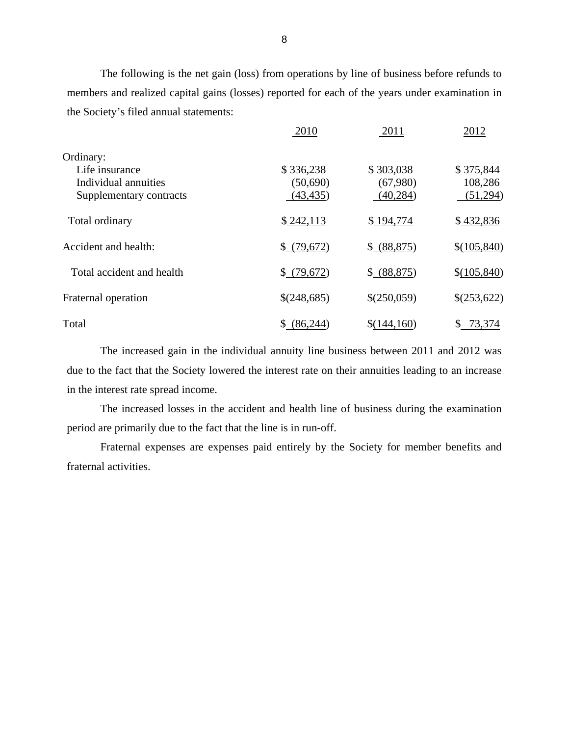The following is the net gain (loss) from operations by line of business before refunds to members and realized capital gains (losses) reported for each of the years under examination in the Society's filed annual statements:

| | 2010 | 2011 | 2012 |
|---|---|---|---|
| Ordinary: | | | |
| Life insurance | $ 336,238 | $ 303,038 | $ 375,844 |
| Individual annuities | (50,690) | (67,980) | 108,286 |
| Supplementary contracts | (43,435) | (40,284) | (51,294) |
| Total ordinary | $ 242,113 | $ 194,774 | $ 432,836 |
| Accident and health: | $ (79,672) | $ (88,875) | $(105,840) |
| Total accident and health | $ (79,672) | $ (88,875) | $(105,840) |
| Fraternal operation | $(248,685) | $(250,059) | $(253,622) |
| Total | $ (86,244) | $(144,160) | $ 73,374 |

The increased gain in the individual annuity line business between 2011 and 2012 was due to the fact that the Society lowered the interest rate on their annuities leading to an increase in the interest rate spread income.

The increased losses in the accident and health line of business during the examination period are primarily due to the fact that the line is in run-off.

Fraternal expenses are expenses paid entirely by the Society for member benefits and fraternal activities.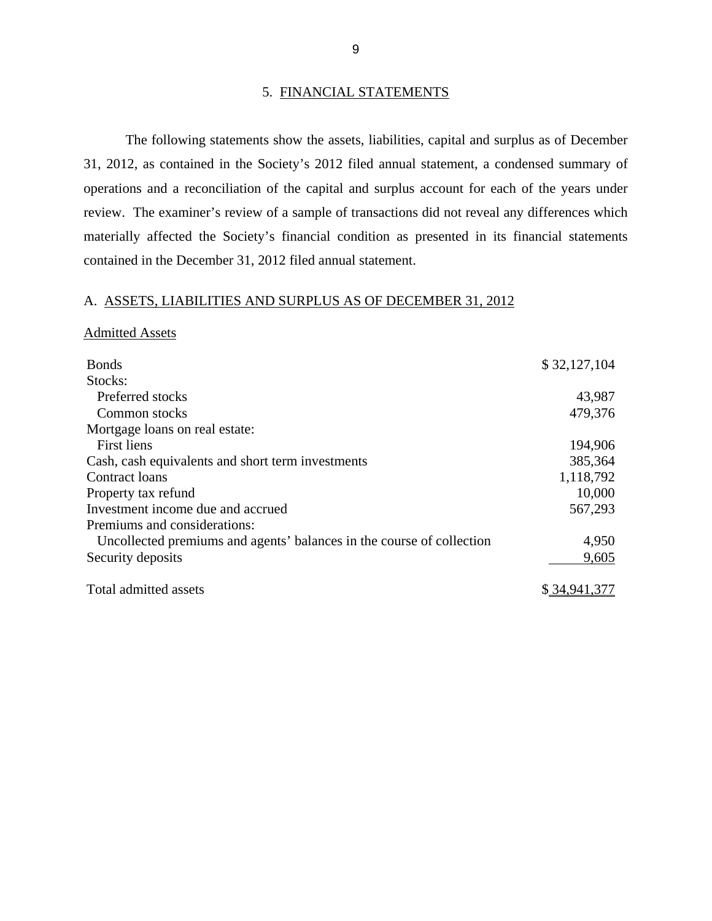## 5. FINANCIAL STATEMENTS

The following statements show the assets, liabilities, capital and surplus as of December 31, 2012, as contained in the Society's 2012 filed annual statement, a condensed summary of operations and a reconciliation of the capital and surplus account for each of the years under review. The examiner's review of a sample of transactions did not reveal any differences which materially affected the Society's financial condition as presented in its financial statements contained in the December 31, 2012 filed annual statement.

### A. ASSETS, LIABILITIES AND SURPLUS AS OF DECEMBER 31, 2012

Admitted Assets

| | |
|---|---|
| Bonds | $ 32,127,104 |
| Stocks: | |
| Preferred stocks | 43,987 |
| Common stocks | 479,376 |
| Mortgage loans on real estate: | |
| First liens | 194,906 |
| Cash, cash equivalents and short term investments | 385,364 |
| Contract loans | 1,118,792 |
| Property tax refund | 10,000 |
| Investment income due and accrued | 567,293 |
| Premiums and considerations: | |
| Uncollected premiums and agents' balances in the course of collection | 4,950 |
| Security deposits | 9,605 |
| Total admitted assets | $ 34,941,377 |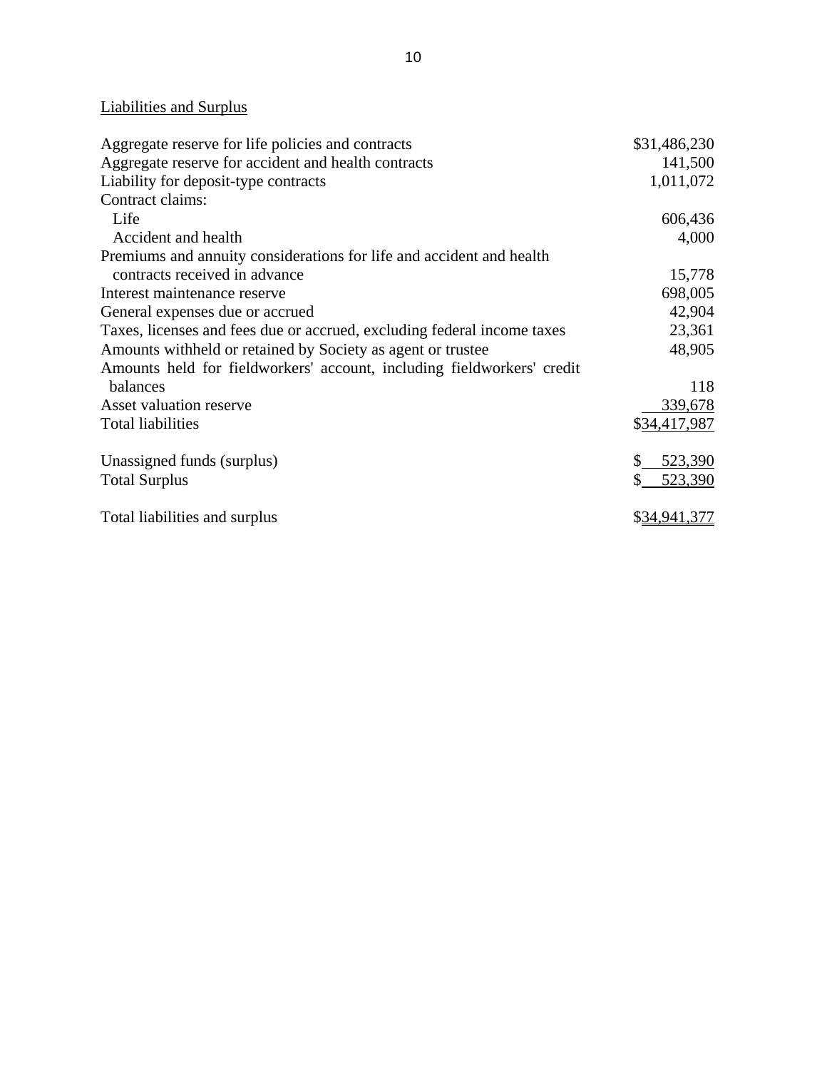Liabilities and Surplus

| | |
|---|---|
| Aggregate reserve for life policies and contracts | $31,486,230 |
| Aggregate reserve for accident and health contracts | 141,500 |
| Liability for deposit-type contracts | 1,011,072 |
| Contract claims: | |
| Life | 606,436 |
| Accident and health | 4,000 |
| Premiums and annuity considerations for life and accident and health contracts received in advance | 15,778 |
| Interest maintenance reserve | 698,005 |
| General expenses due or accrued | 42,904 |
| Taxes, licenses and fees due or accrued, excluding federal income taxes | 23,361 |
| Amounts withheld or retained by Society as agent or trustee | 48,905 |
| Amounts held for fieldworkers' account, including fieldworkers' credit balances | 118 |
| Asset valuation reserve | 339,678 |
| Total liabilities | $34,417,987 |
| | |
| Unassigned funds (surplus) | $ 523,390 |
| Total Surplus | $ 523,390 |
| | |
| Total liabilities and surplus | $34,941,377 |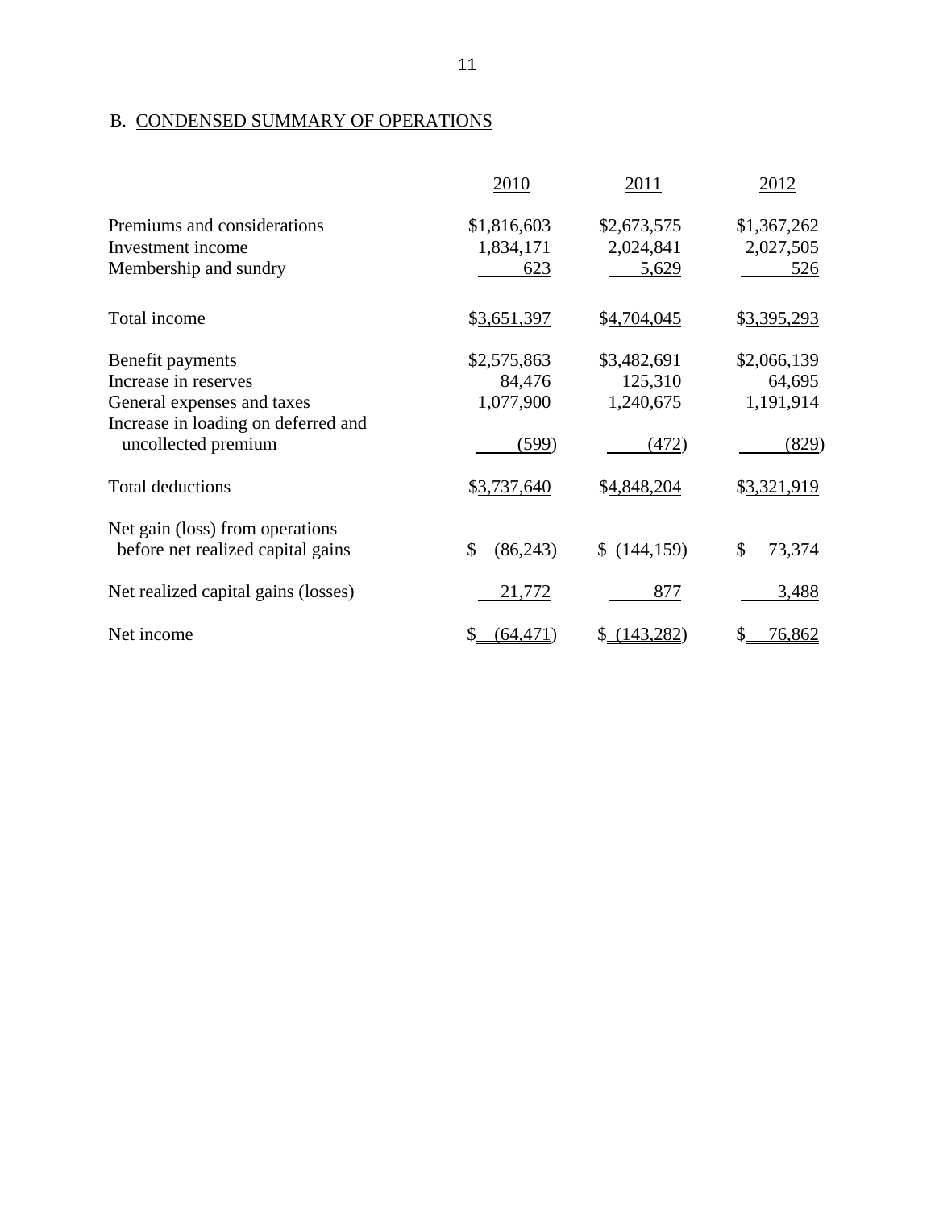## B. CONDENSED SUMMARY OF OPERATIONS

| | 2010 | 2011 | 2012 |
|---|---|---|---|
| Premiums and considerations | $1,816,603 | $2,673,575 | $1,367,262 |
| Investment income | 1,834,171 | 2,024,841 | 2,027,505 |
| Membership and sundry | 623 | 5,629 | 526 |
| Total income | $3,651,397 | $4,704,045 | $3,395,293 |
| Benefit payments | $2,575,863 | $3,482,691 | $2,066,139 |
| Increase in reserves | 84,476 | 125,310 | 64,695 |
| General expenses and taxes | 1,077,900 | 1,240,675 | 1,191,914 |
| Increase in loading on deferred and uncollected premium | (599) | (472) | (829) |
| Total deductions | $3,737,640 | $4,848,204 | $3,321,919 |
| Net gain (loss) from operations before net realized capital gains | $ (86,243) | $ (144,159) | $ 73,374 |
| Net realized capital gains (losses) | 21,772 | 877 | 3,488 |
| Net income | $ (64,471) | $ (143,282) | $ 76,862 |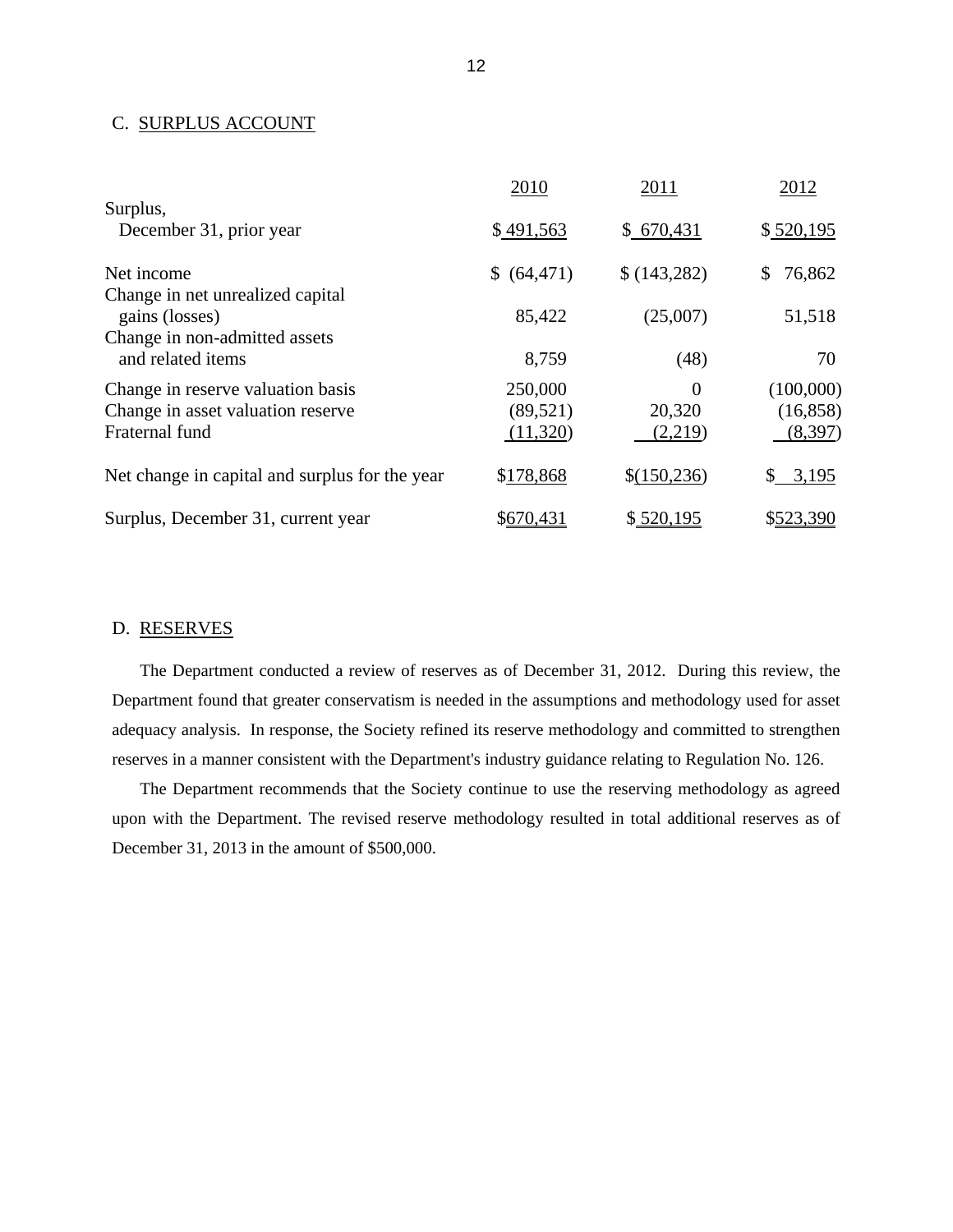## C. SURPLUS ACCOUNT

| | 2010 | 2011 | 2012 |
|---|---|---|---|
| Surplus, December 31, prior year | $ 491,563 | $ 670,431 | $ 520,195 |
| Net income | $ (64,471) | $ (143,282) | $ 76,862 |
| Change in net unrealized capital gains (losses) | 85,422 | (25,007) | 51,518 |
| Change in non-admitted assets and related items | 8,759 | (48) | 70 |
| Change in reserve valuation basis | 250,000 | 0 | (100,000) |
| Change in asset valuation reserve | (89,521) | 20,320 | (16,858) |
| Fraternal fund | (11,320) | (2,219) | (8,397) |
| Net change in capital and surplus for the year | $178,868 | $(150,236) | $ 3,195 |
| Surplus, December 31, current year | $670,431 | $ 520,195 | $523,390 |

## D. RESERVES

The Department conducted a review of reserves as of December 31, 2012. During this review, the Department found that greater conservatism is needed in the assumptions and methodology used for asset adequacy analysis. In response, the Society refined its reserve methodology and committed to strengthen reserves in a manner consistent with the Department's industry guidance relating to Regulation No. 126.

The Department recommends that the Society continue to use the reserving methodology as agreed upon with the Department. The revised reserve methodology resulted in total additional reserves as of December 31, 2013 in the amount of $500,000.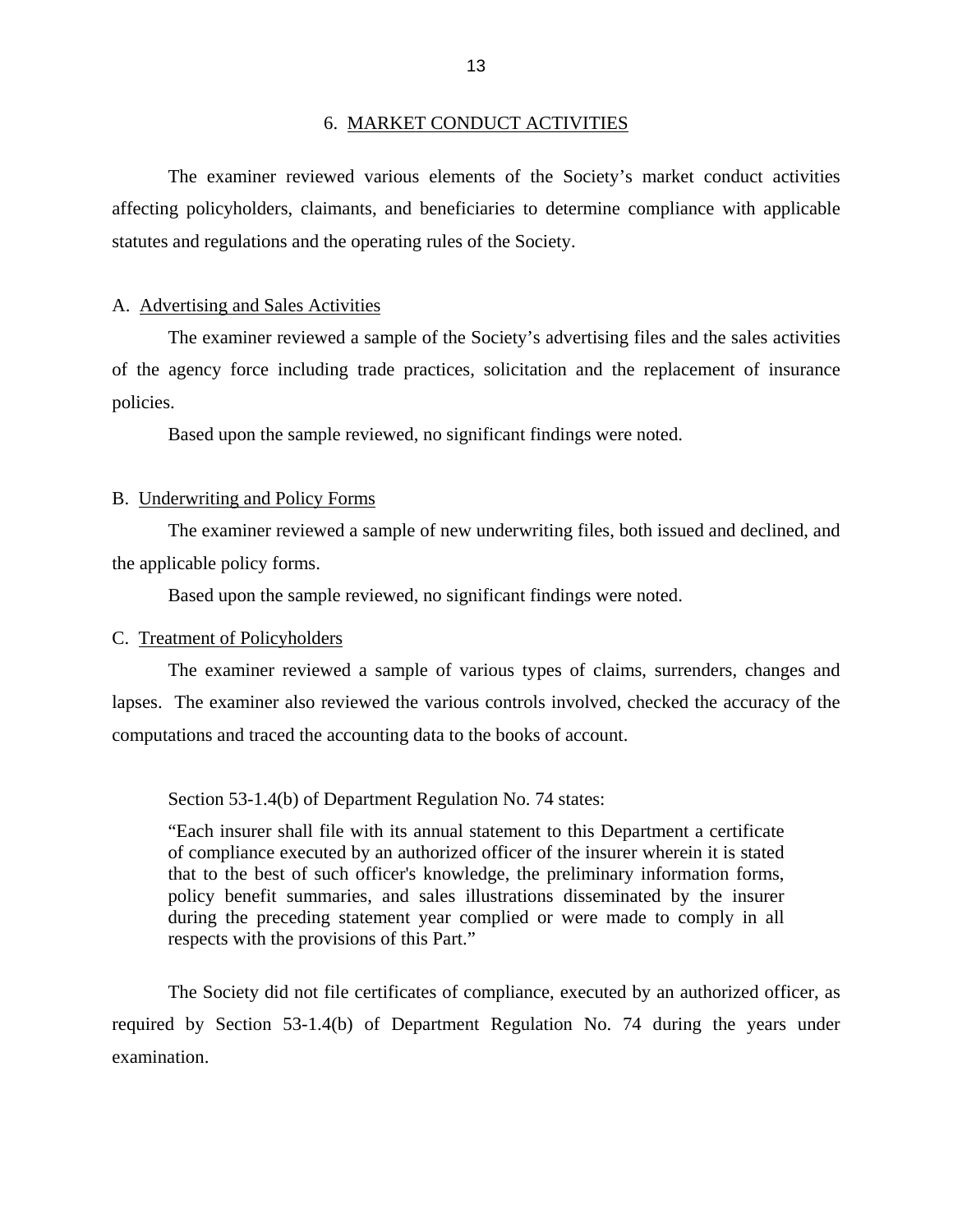## 6. MARKET CONDUCT ACTIVITIES

The examiner reviewed various elements of the Society's market conduct activities affecting policyholders, claimants, and beneficiaries to determine compliance with applicable statutes and regulations and the operating rules of the Society.

### A. Advertising and Sales Activities

The examiner reviewed a sample of the Society's advertising files and the sales activities of the agency force including trade practices, solicitation and the replacement of insurance policies.

Based upon the sample reviewed, no significant findings were noted.

### B. Underwriting and Policy Forms

The examiner reviewed a sample of new underwriting files, both issued and declined, and the applicable policy forms.

Based upon the sample reviewed, no significant findings were noted.

### C. Treatment of Policyholders

The examiner reviewed a sample of various types of claims, surrenders, changes and lapses. The examiner also reviewed the various controls involved, checked the accuracy of the computations and traced the accounting data to the books of account.

Section 53-1.4(b) of Department Regulation No. 74 states:

> "Each insurer shall file with its annual statement to this Department a certificate of compliance executed by an authorized officer of the insurer wherein it is stated that to the best of such officer's knowledge, the preliminary information forms, policy benefit summaries, and sales illustrations disseminated by the insurer during the preceding statement year complied or were made to comply in all respects with the provisions of this Part."

The Society did not file certificates of compliance, executed by an authorized officer, as required by Section 53-1.4(b) of Department Regulation No. 74 during the years under examination.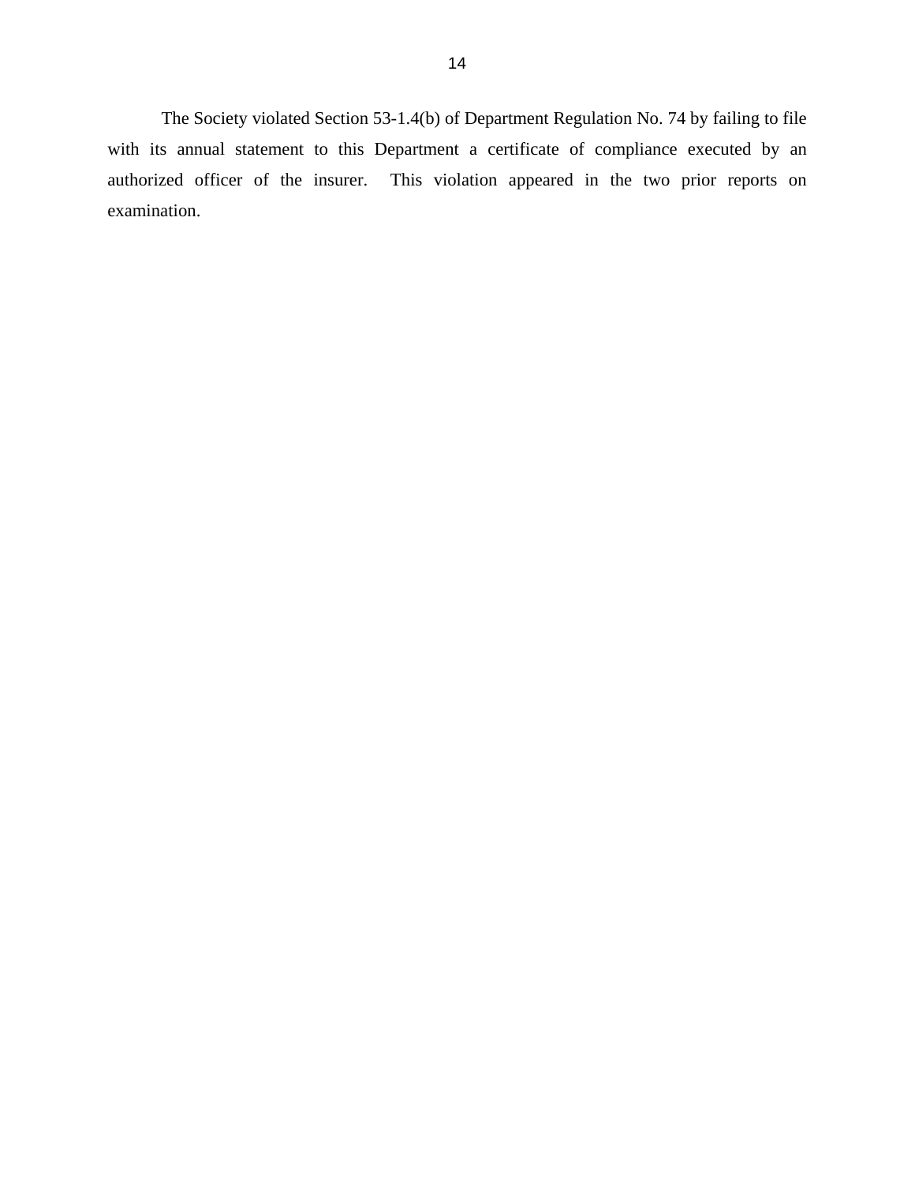The Society violated Section 53-1.4(b) of Department Regulation No. 74 by failing to file with its annual statement to this Department a certificate of compliance executed by an authorized officer of the insurer. This violation appeared in the two prior reports on examination.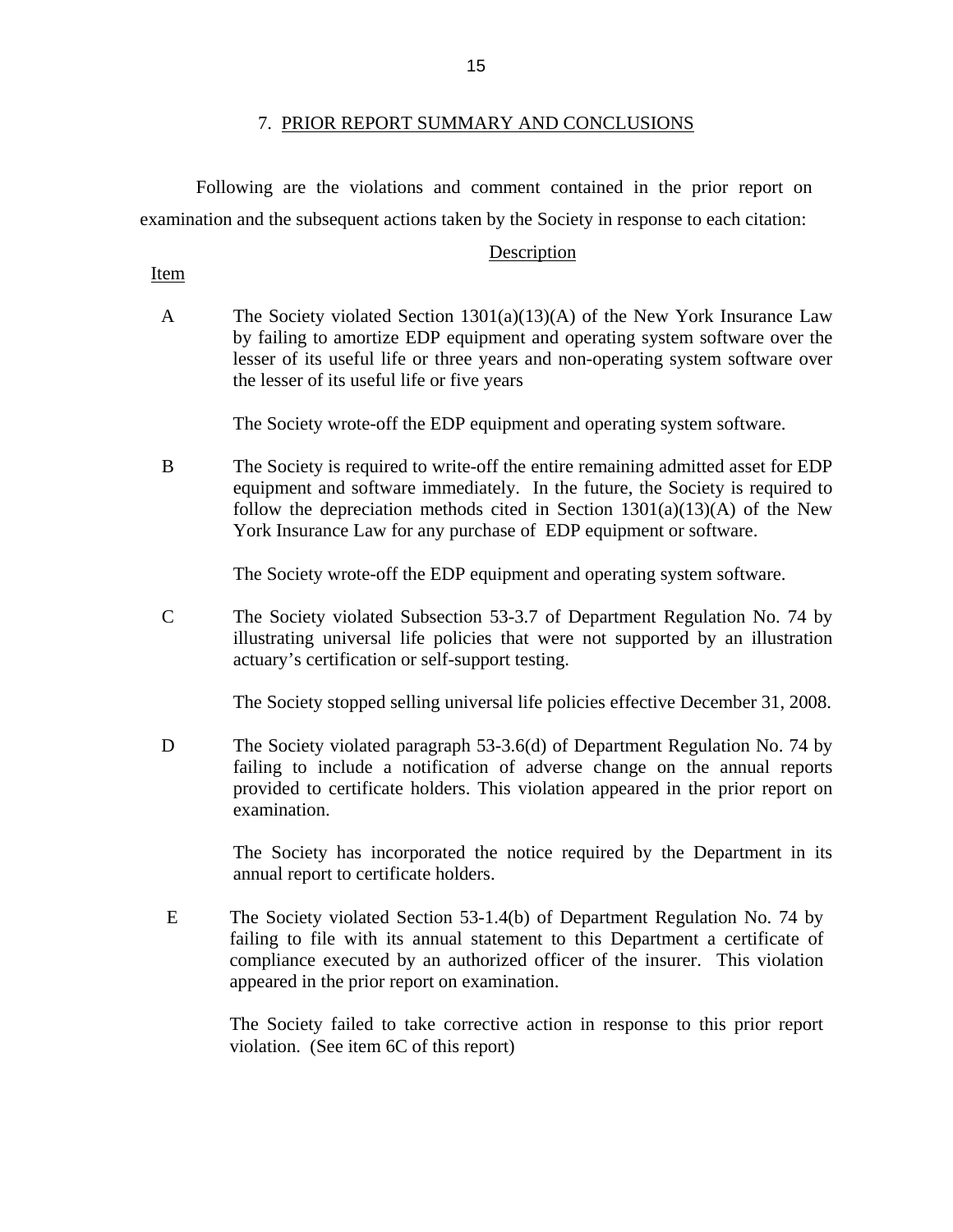## 7. PRIOR REPORT SUMMARY AND CONCLUSIONS

Following are the violations and comment contained in the prior report on examination and the subsequent actions taken by the Society in response to each citation:

| Item | Description |
|---|---|
| A | The Society violated Section 1301(a)(13)(A) of the New York Insurance Law by failing to amortize EDP equipment and operating system software over the lesser of its useful life or three years and non-operating system software over the lesser of its useful life or five years<br><br>The Society wrote-off the EDP equipment and operating system software. |
| B | The Society is required to write-off the entire remaining admitted asset for EDP equipment and software immediately. In the future, the Society is required to follow the depreciation methods cited in Section 1301(a)(13)(A) of the New York Insurance Law for any purchase of EDP equipment or software.<br><br>The Society wrote-off the EDP equipment and operating system software. |
| C | The Society violated Subsection 53-3.7 of Department Regulation No. 74 by illustrating universal life policies that were not supported by an illustration actuary's certification or self-support testing.<br><br>The Society stopped selling universal life policies effective December 31, 2008. |
| D | The Society violated paragraph 53-3.6(d) of Department Regulation No. 74 by failing to include a notification of adverse change on the annual reports provided to certificate holders. This violation appeared in the prior report on examination.<br><br>The Society has incorporated the notice required by the Department in its annual report to certificate holders. |
| E | The Society violated Section 53-1.4(b) of Department Regulation No. 74 by failing to file with its annual statement to this Department a certificate of compliance executed by an authorized officer of the insurer. This violation appeared in the prior report on examination.<br><br>The Society failed to take corrective action in response to this prior report violation. (See item 6C of this report) |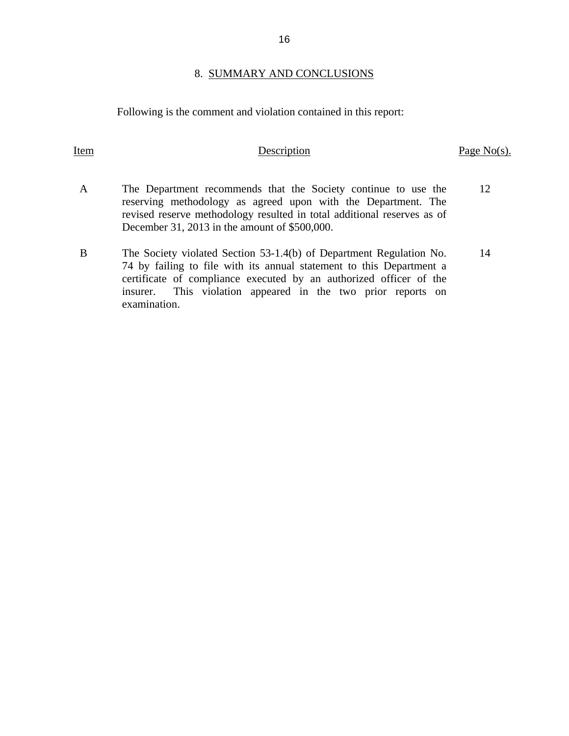## 8. SUMMARY AND CONCLUSIONS

Following is the comment and violation contained in this report:

| Item | Description | Page No(s). |
|---|---|---|
| A | The Department recommends that the Society continue to use the reserving methodology as agreed upon with the Department. The revised reserve methodology resulted in total additional reserves as of December 31, 2013 in the amount of $500,000. | 12 |
| B | The Society violated Section 53-1.4(b) of Department Regulation No. 74 by failing to file with its annual statement to this Department a certificate of compliance executed by an authorized officer of the insurer. This violation appeared in the two prior reports on examination. | 14 |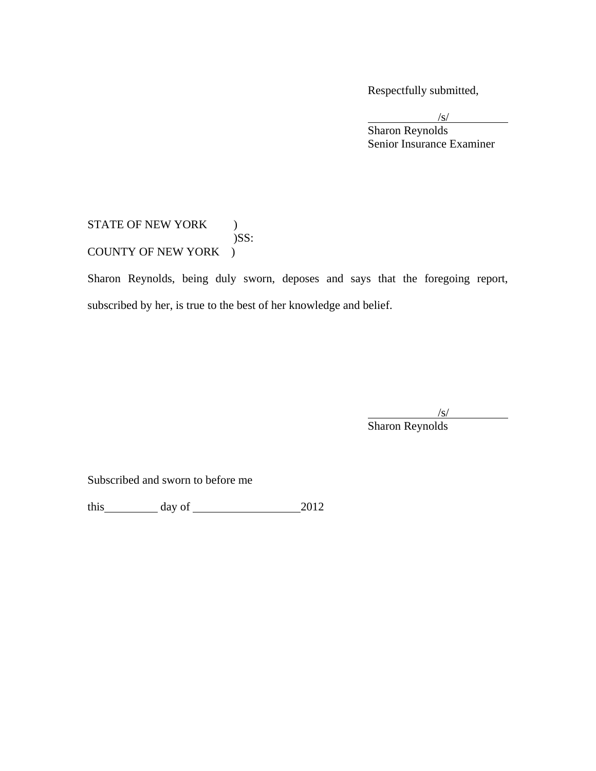Respectfully submitted,

/s/
Sharon Reynolds
Senior Insurance Examiner

STATE OF NEW YORK )
)SS:
COUNTY OF NEW YORK )

Sharon Reynolds, being duly sworn, deposes and says that the foregoing report, subscribed by her, is true to the best of her knowledge and belief.

/s/
Sharon Reynolds

Subscribed and sworn to before me

this\_\_\_\_\_\_\_\_\_\_ day of \_\_\_\_\_\_\_\_\_\_\_\_\_\_\_\_\_\_\_\_2012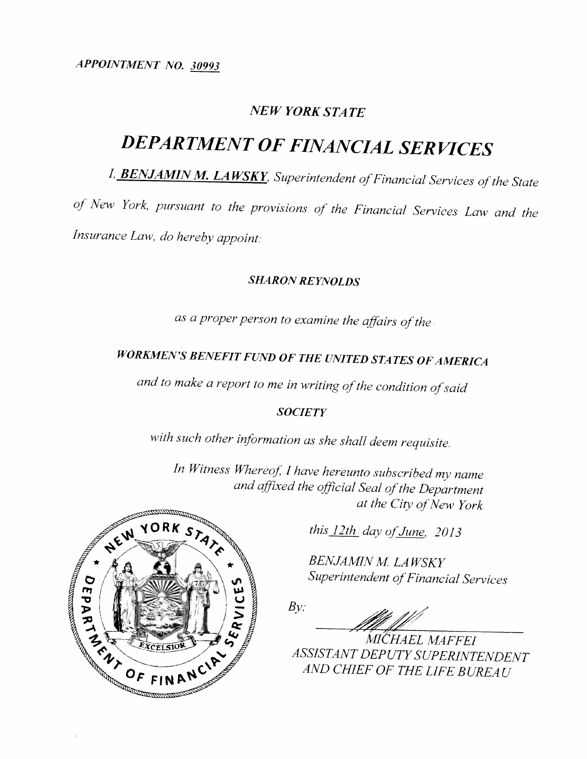*APPOINTMENT NO. 30993*

## *NEW YORK STATE*

# *DEPARTMENT OF FINANCIAL SERVICES*

*I, **BENJAMIN M. LAWSKY**, Superintendent of Financial Services of the State of New York, pursuant to the provisions of the Financial Services Law and the Insurance Law, do hereby appoint:*

***SHARON REYNOLDS***

*as a proper person to examine the affairs of the*

***WORKMEN'S BENEFIT FUND OF THE UNITED STATES OF AMERICA***

*and to make a report to me in writing of the condition of said*

***SOCIETY***

*with such other information as she shall deem requisite.*

*In Witness Whereof, I have hereunto subscribed my name and affixed the official Seal of the Department at the City of New York*

*this 12th day of June, 2013*

*BENJAMIN M. LAWSKY*
*Superintendent of Financial Services*

*By:*

*MICHAEL MAFFEI*
*ASSISTANT DEPUTY SUPERINTENDENT AND CHIEF OF THE LIFE BUREAU*

NEW YORK STATE DEPARTMENT OF FINANCIAL SERVICES
EXCELSIOR